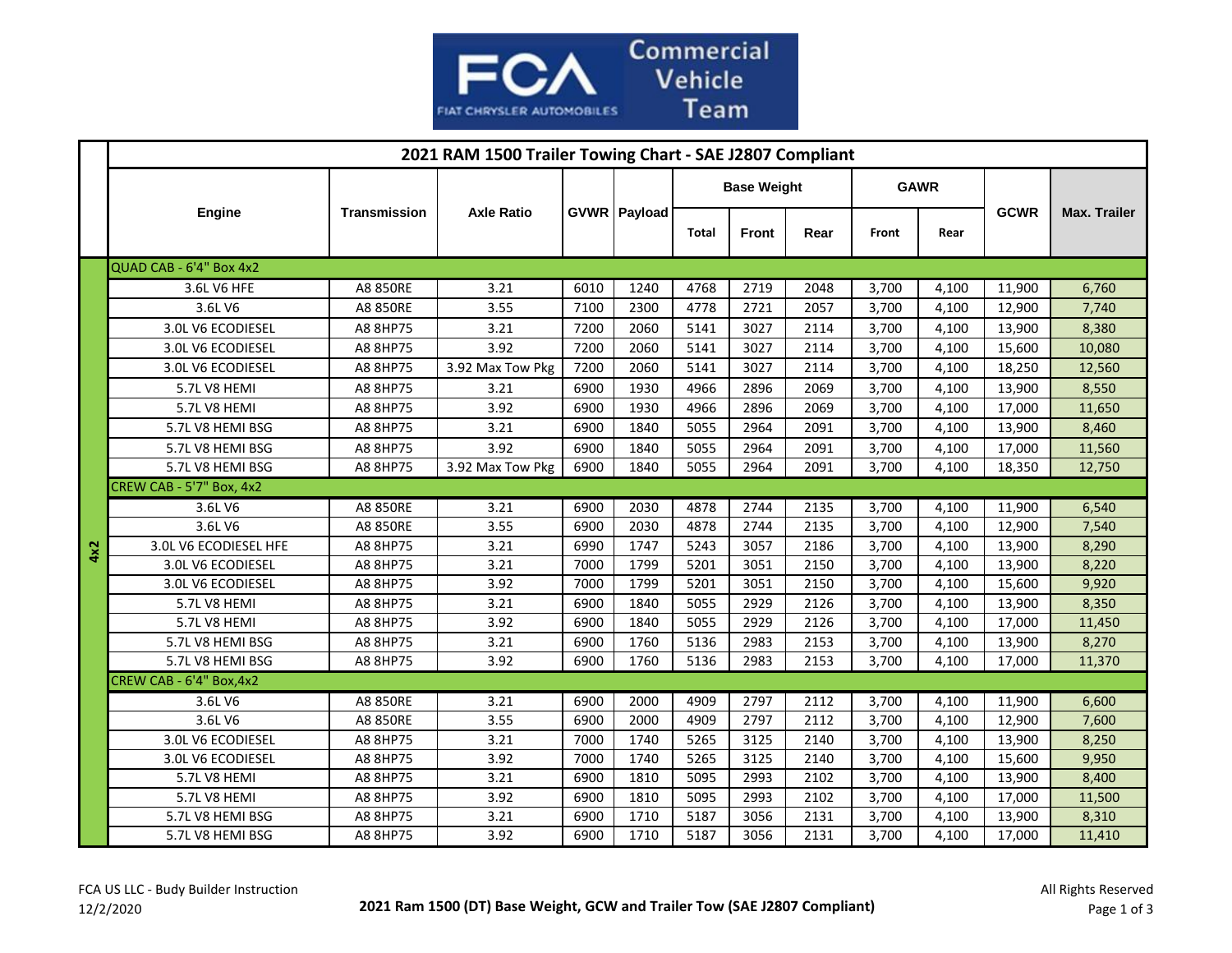FCA Commercial Vehicle Team

# 2021 RAM 1500 Trailer Towing Chart - SAE J2807 Compliant

| | Engine | Transmission | Axle Ratio | GVWR | Payload | Base Weight | | | GAWR | | GCWR | Max. Trailer |
|---|---|---|---|---|---|---|---|---|---|---|---|---|
| | | | | | | Total | Front | Rear | Front | Rear | | |
| 4x2 | QUAD CAB - 6'4" Box 4x2 | | | | | | | | | | | |
| | 3.6L V6 HFE | A8 850RE | 3.21 | 6010 | 1240 | 4768 | 2719 | 2048 | 3,700 | 4,100 | 11,900 | 6,760 |
| | 3.6L V6 | A8 850RE | 3.55 | 7100 | 2300 | 4778 | 2721 | 2057 | 3,700 | 4,100 | 12,900 | 7,740 |
| | 3.0L V6 ECODIESEL | A8 8HP75 | 3.21 | 7200 | 2060 | 5141 | 3027 | 2114 | 3,700 | 4,100 | 13,900 | 8,380 |
| | 3.0L V6 ECODIESEL | A8 8HP75 | 3.92 | 7200 | 2060 | 5141 | 3027 | 2114 | 3,700 | 4,100 | 15,600 | 10,080 |
| | 3.0L V6 ECODIESEL | A8 8HP75 | 3.92 Max Tow Pkg | 7200 | 2060 | 5141 | 3027 | 2114 | 3,700 | 4,100 | 18,250 | 12,560 |
| | 5.7L V8 HEMI | A8 8HP75 | 3.21 | 6900 | 1930 | 4966 | 2896 | 2069 | 3,700 | 4,100 | 13,900 | 8,550 |
| | 5.7L V8 HEMI | A8 8HP75 | 3.92 | 6900 | 1930 | 4966 | 2896 | 2069 | 3,700 | 4,100 | 17,000 | 11,650 |
| | 5.7L V8 HEMI BSG | A8 8HP75 | 3.21 | 6900 | 1840 | 5055 | 2964 | 2091 | 3,700 | 4,100 | 13,900 | 8,460 |
| | 5.7L V8 HEMI BSG | A8 8HP75 | 3.92 | 6900 | 1840 | 5055 | 2964 | 2091 | 3,700 | 4,100 | 17,000 | 11,560 |
| | 5.7L V8 HEMI BSG | A8 8HP75 | 3.92 Max Tow Pkg | 6900 | 1840 | 5055 | 2964 | 2091 | 3,700 | 4,100 | 18,350 | 12,750 |
| | CREW CAB - 5'7" Box, 4x2 | | | | | | | | | | | |
| | 3.6L V6 | A8 850RE | 3.21 | 6900 | 2030 | 4878 | 2744 | 2135 | 3,700 | 4,100 | 11,900 | 6,540 |
| | 3.6L V6 | A8 850RE | 3.55 | 6900 | 2030 | 4878 | 2744 | 2135 | 3,700 | 4,100 | 12,900 | 7,540 |
| | 3.0L V6 ECODIESEL HFE | A8 8HP75 | 3.21 | 6990 | 1747 | 5243 | 3057 | 2186 | 3,700 | 4,100 | 13,900 | 8,290 |
| | 3.0L V6 ECODIESEL | A8 8HP75 | 3.21 | 7000 | 1799 | 5201 | 3051 | 2150 | 3,700 | 4,100 | 13,900 | 8,220 |
| | 3.0L V6 ECODIESEL | A8 8HP75 | 3.92 | 7000 | 1799 | 5201 | 3051 | 2150 | 3,700 | 4,100 | 15,600 | 9,920 |
| | 5.7L V8 HEMI | A8 8HP75 | 3.21 | 6900 | 1840 | 5055 | 2929 | 2126 | 3,700 | 4,100 | 13,900 | 8,350 |
| | 5.7L V8 HEMI | A8 8HP75 | 3.92 | 6900 | 1840 | 5055 | 2929 | 2126 | 3,700 | 4,100 | 17,000 | 11,450 |
| | 5.7L V8 HEMI BSG | A8 8HP75 | 3.21 | 6900 | 1760 | 5136 | 2983 | 2153 | 3,700 | 4,100 | 13,900 | 8,270 |
| | 5.7L V8 HEMI BSG | A8 8HP75 | 3.92 | 6900 | 1760 | 5136 | 2983 | 2153 | 3,700 | 4,100 | 17,000 | 11,370 |
| | CREW CAB - 6'4" Box,4x2 | | | | | | | | | | | |
| | 3.6L V6 | A8 850RE | 3.21 | 6900 | 2000 | 4909 | 2797 | 2112 | 3,700 | 4,100 | 11,900 | 6,600 |
| | 3.6L V6 | A8 850RE | 3.55 | 6900 | 2000 | 4909 | 2797 | 2112 | 3,700 | 4,100 | 12,900 | 7,600 |
| | 3.0L V6 ECODIESEL | A8 8HP75 | 3.21 | 7000 | 1740 | 5265 | 3125 | 2140 | 3,700 | 4,100 | 13,900 | 8,250 |
| | 3.0L V6 ECODIESEL | A8 8HP75 | 3.92 | 7000 | 1740 | 5265 | 3125 | 2140 | 3,700 | 4,100 | 15,600 | 9,950 |
| | 5.7L V8 HEMI | A8 8HP75 | 3.21 | 6900 | 1810 | 5095 | 2993 | 2102 | 3,700 | 4,100 | 13,900 | 8,400 |
| | 5.7L V8 HEMI | A8 8HP75 | 3.92 | 6900 | 1810 | 5095 | 2993 | 2102 | 3,700 | 4,100 | 17,000 | 11,500 |
| | 5.7L V8 HEMI BSG | A8 8HP75 | 3.21 | 6900 | 1710 | 5187 | 3056 | 2131 | 3,700 | 4,100 | 13,900 | 8,310 |
| | 5.7L V8 HEMI BSG | A8 8HP75 | 3.92 | 6900 | 1710 | 5187 | 3056 | 2131 | 3,700 | 4,100 | 17,000 | 11,410 |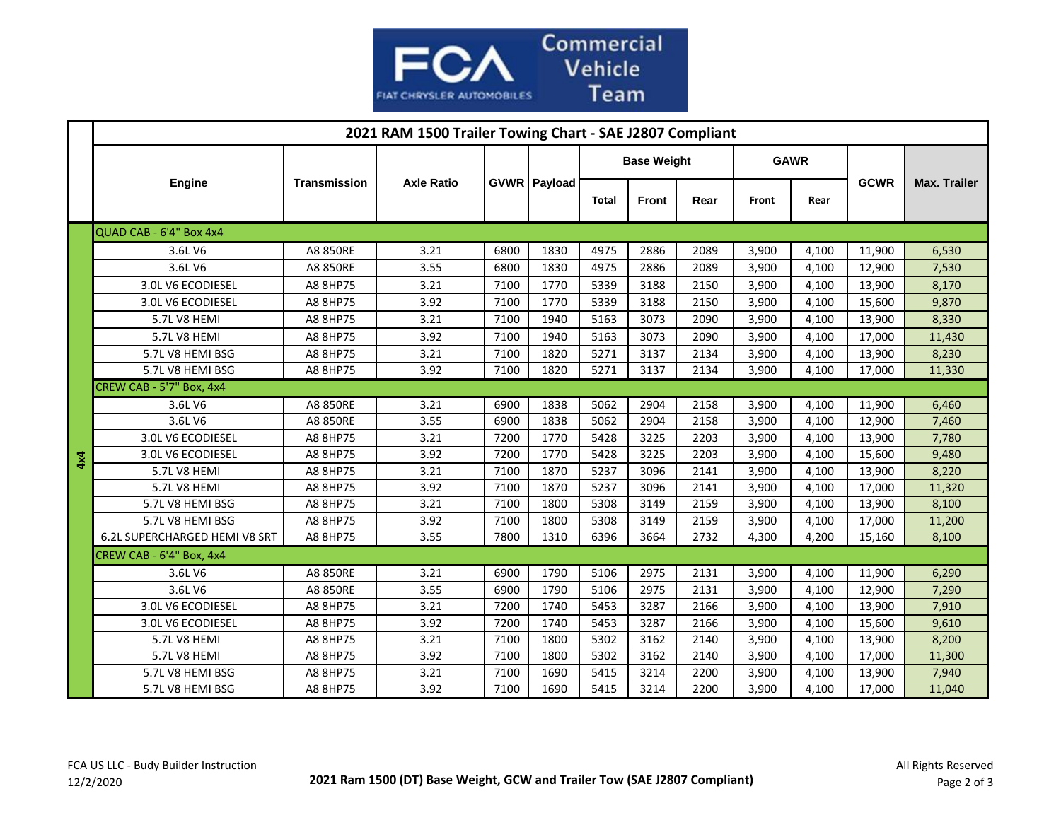FCA Commercial Vehicle Team

FIAT CHRYSLER AUTOMOBILES

## 2021 RAM 1500 Trailer Towing Chart - SAE J2807 Compliant

| | Engine | Transmission | Axle Ratio | GVWR | Payload | Base Weight | | | GAWR | | GCWR | Max. Trailer |
|---|---|---|---|---|---|---|---|---|---|---|---|---|
| | | | | | | Total | Front | Rear | Front | Rear | | |
| 4x4 | QUAD CAB - 6'4" Box 4x4 | | | | | | | | | | | |
| | 3.6L V6 | A8 850RE | 3.21 | 6800 | 1830 | 4975 | 2886 | 2089 | 3,900 | 4,100 | 11,900 | 6,530 |
| | 3.6L V6 | A8 850RE | 3.55 | 6800 | 1830 | 4975 | 2886 | 2089 | 3,900 | 4,100 | 12,900 | 7,530 |
| | 3.0L V6 ECODIESEL | A8 8HP75 | 3.21 | 7100 | 1770 | 5339 | 3188 | 2150 | 3,900 | 4,100 | 13,900 | 8,170 |
| | 3.0L V6 ECODIESEL | A8 8HP75 | 3.92 | 7100 | 1770 | 5339 | 3188 | 2150 | 3,900 | 4,100 | 15,600 | 9,870 |
| | 5.7L V8 HEMI | A8 8HP75 | 3.21 | 7100 | 1940 | 5163 | 3073 | 2090 | 3,900 | 4,100 | 13,900 | 8,330 |
| | 5.7L V8 HEMI | A8 8HP75 | 3.92 | 7100 | 1940 | 5163 | 3073 | 2090 | 3,900 | 4,100 | 17,000 | 11,430 |
| | 5.7L V8 HEMI BSG | A8 8HP75 | 3.21 | 7100 | 1820 | 5271 | 3137 | 2134 | 3,900 | 4,100 | 13,900 | 8,230 |
| | 5.7L V8 HEMI BSG | A8 8HP75 | 3.92 | 7100 | 1820 | 5271 | 3137 | 2134 | 3,900 | 4,100 | 17,000 | 11,330 |
| | CREW CAB - 5'7" Box, 4x4 | | | | | | | | | | | |
| | 3.6L V6 | A8 850RE | 3.21 | 6900 | 1838 | 5062 | 2904 | 2158 | 3,900 | 4,100 | 11,900 | 6,460 |
| | 3.6L V6 | A8 850RE | 3.55 | 6900 | 1838 | 5062 | 2904 | 2158 | 3,900 | 4,100 | 12,900 | 7,460 |
| | 3.0L V6 ECODIESEL | A8 8HP75 | 3.21 | 7200 | 1770 | 5428 | 3225 | 2203 | 3,900 | 4,100 | 13,900 | 7,780 |
| | 3.0L V6 ECODIESEL | A8 8HP75 | 3.92 | 7200 | 1770 | 5428 | 3225 | 2203 | 3,900 | 4,100 | 15,600 | 9,480 |
| | 5.7L V8 HEMI | A8 8HP75 | 3.21 | 7100 | 1870 | 5237 | 3096 | 2141 | 3,900 | 4,100 | 13,900 | 8,220 |
| | 5.7L V8 HEMI | A8 8HP75 | 3.92 | 7100 | 1870 | 5237 | 3096 | 2141 | 3,900 | 4,100 | 17,000 | 11,320 |
| | 5.7L V8 HEMI BSG | A8 8HP75 | 3.21 | 7100 | 1800 | 5308 | 3149 | 2159 | 3,900 | 4,100 | 13,900 | 8,100 |
| | 5.7L V8 HEMI BSG | A8 8HP75 | 3.92 | 7100 | 1800 | 5308 | 3149 | 2159 | 3,900 | 4,100 | 17,000 | 11,200 |
| | 6.2L SUPERCHARGED HEMI V8 SRT | A8 8HP75 | 3.55 | 7800 | 1310 | 6396 | 3664 | 2732 | 4,300 | 4,200 | 15,160 | 8,100 |
| | CREW CAB - 6'4" Box, 4x4 | | | | | | | | | | | |
| | 3.6L V6 | A8 850RE | 3.21 | 6900 | 1790 | 5106 | 2975 | 2131 | 3,900 | 4,100 | 11,900 | 6,290 |
| | 3.6L V6 | A8 850RE | 3.55 | 6900 | 1790 | 5106 | 2975 | 2131 | 3,900 | 4,100 | 12,900 | 7,290 |
| | 3.0L V6 ECODIESEL | A8 8HP75 | 3.21 | 7200 | 1740 | 5453 | 3287 | 2166 | 3,900 | 4,100 | 13,900 | 7,910 |
| | 3.0L V6 ECODIESEL | A8 8HP75 | 3.92 | 7200 | 1740 | 5453 | 3287 | 2166 | 3,900 | 4,100 | 15,600 | 9,610 |
| | 5.7L V8 HEMI | A8 8HP75 | 3.21 | 7100 | 1800 | 5302 | 3162 | 2140 | 3,900 | 4,100 | 13,900 | 8,200 |
| | 5.7L V8 HEMI | A8 8HP75 | 3.92 | 7100 | 1800 | 5302 | 3162 | 2140 | 3,900 | 4,100 | 17,000 | 11,300 |
| | 5.7L V8 HEMI BSG | A8 8HP75 | 3.21 | 7100 | 1690 | 5415 | 3214 | 2200 | 3,900 | 4,100 | 13,900 | 7,940 |
| | 5.7L V8 HEMI BSG | A8 8HP75 | 3.92 | 7100 | 1690 | 5415 | 3214 | 2200 | 3,900 | 4,100 | 17,000 | 11,040 |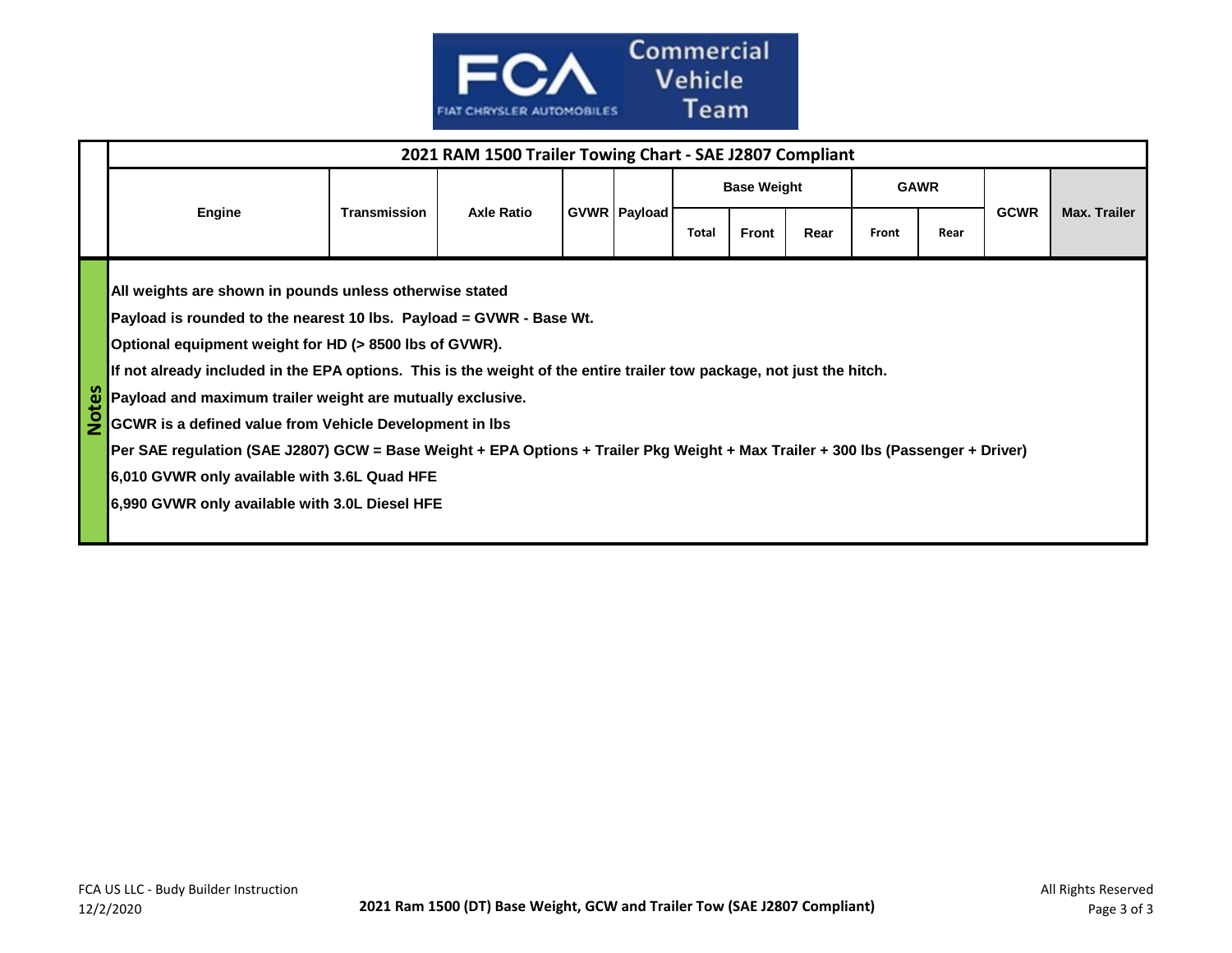Commercial Vehicle Team

FCA FIAT CHRYSLER AUTOMOBILES

## 2021 RAM 1500 Trailer Towing Chart - SAE J2807 Compliant

| Engine | Transmission | Axle Ratio | GVWR | Payload | Base Weight | | | GAWR | | GCWR | Max. Trailer |
|---|---|---|---|---|---|---|---|---|---|---|---|
| | | | | | Total | Front | Rear | Front | Rear | | |

**Notes**

**All weights are shown in pounds unless otherwise stated**

**Payload is rounded to the nearest 10 lbs. Payload = GVWR - Base Wt.**

**Optional equipment weight for HD (> 8500 lbs of GVWR).**

**If not already included in the EPA options. This is the weight of the entire trailer tow package, not just the hitch.**

**Payload and maximum trailer weight are mutually exclusive.**

**GCWR is a defined value from Vehicle Development in lbs**

**Per SAE regulation (SAE J2807) GCW = Base Weight + EPA Options + Trailer Pkg Weight + Max Trailer + 300 lbs (Passenger + Driver)**

**6,010 GVWR only available with 3.6L Quad HFE**

**6,990 GVWR only available with 3.0L Diesel HFE**